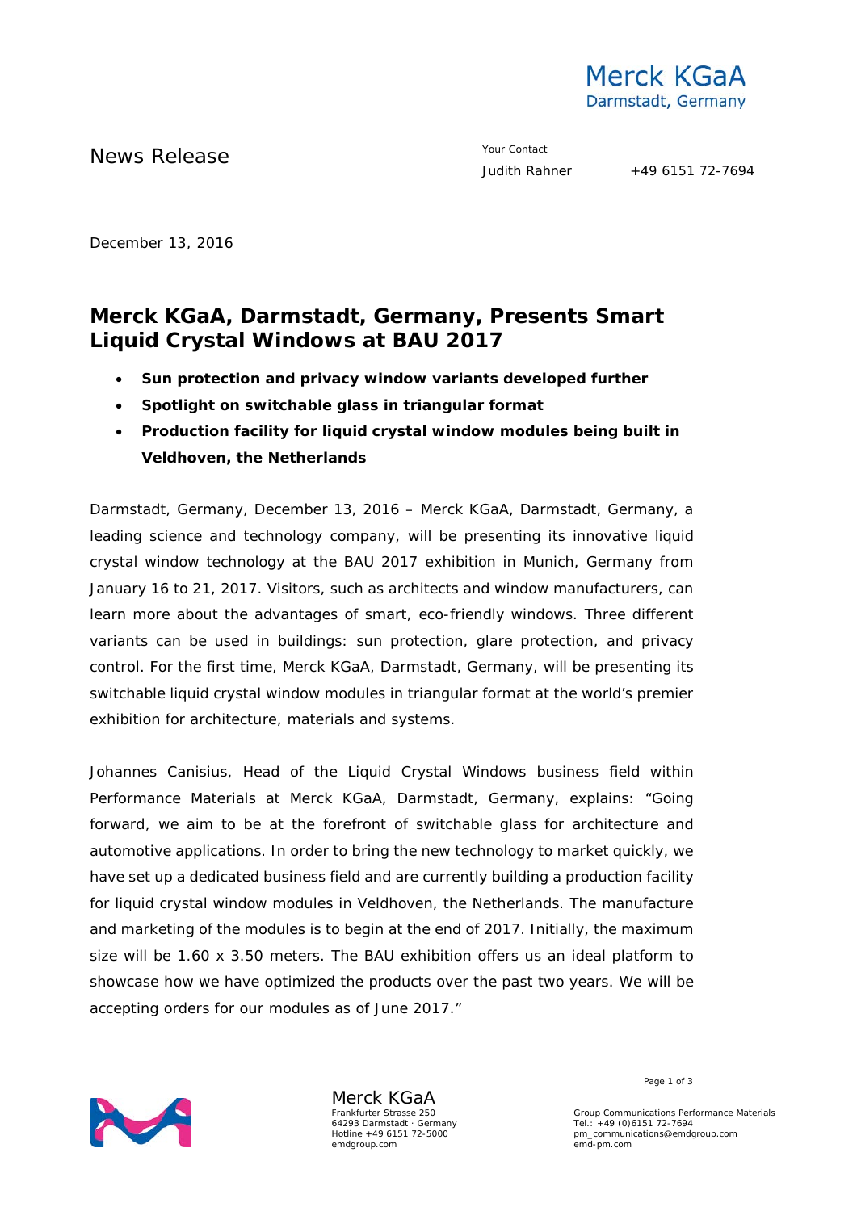News Release

Your Contact
Judith Rahner +49 6151 72-7694

December 13, 2016

# Merck KGaA, Darmstadt, Germany, Presents Smart Liquid Crystal Windows at BAU 2017

- **Sun protection and privacy window variants developed further**
- **Spotlight on switchable glass in triangular format**
- **Production facility for liquid crystal window modules being built in Veldhoven, the Netherlands**

Darmstadt, Germany, December 13, 2016 – Merck KGaA, Darmstadt, Germany, a leading science and technology company, will be presenting its innovative liquid crystal window technology at the BAU 2017 exhibition in Munich, Germany from January 16 to 21, 2017. Visitors, such as architects and window manufacturers, can learn more about the advantages of smart, eco-friendly windows. Three different variants can be used in buildings: sun protection, glare protection, and privacy control. For the first time, Merck KGaA, Darmstadt, Germany, will be presenting its switchable liquid crystal window modules in triangular format at the world's premier exhibition for architecture, materials and systems.

Johannes Canisius, Head of the Liquid Crystal Windows business field within Performance Materials at Merck KGaA, Darmstadt, Germany, explains: "Going forward, we aim to be at the forefront of switchable glass for architecture and automotive applications. In order to bring the new technology to market quickly, we have set up a dedicated business field and are currently building a production facility for liquid crystal window modules in Veldhoven, the Netherlands. The manufacture and marketing of the modules is to begin at the end of 2017. Initially, the maximum size will be 1.60 x 3.50 meters. The BAU exhibition offers us an ideal platform to showcase how we have optimized the products over the past two years. We will be accepting orders for our modules as of June 2017."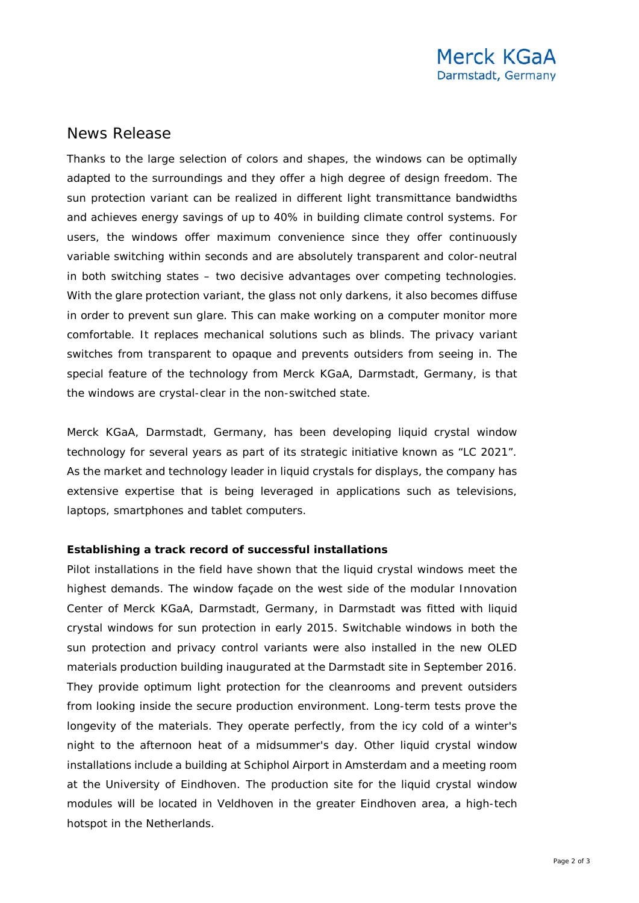## News Release

Thanks to the large selection of colors and shapes, the windows can be optimally adapted to the surroundings and they offer a high degree of design freedom. The sun protection variant can be realized in different light transmittance bandwidths and achieves energy savings of up to 40% in building climate control systems. For users, the windows offer maximum convenience since they offer continuously variable switching within seconds and are absolutely transparent and color-neutral in both switching states – two decisive advantages over competing technologies. With the glare protection variant, the glass not only darkens, it also becomes diffuse in order to prevent sun glare. This can make working on a computer monitor more comfortable. It replaces mechanical solutions such as blinds. The privacy variant switches from transparent to opaque and prevents outsiders from seeing in. The special feature of the technology from Merck KGaA, Darmstadt, Germany, is that the windows are crystal-clear in the non-switched state.

Merck KGaA, Darmstadt, Germany, has been developing liquid crystal window technology for several years as part of its strategic initiative known as "LC 2021". As the market and technology leader in liquid crystals for displays, the company has extensive expertise that is being leveraged in applications such as televisions, laptops, smartphones and tablet computers.

**Establishing a track record of successful installations**

Pilot installations in the field have shown that the liquid crystal windows meet the highest demands. The window façade on the west side of the modular Innovation Center of Merck KGaA, Darmstadt, Germany, in Darmstadt was fitted with liquid crystal windows for sun protection in early 2015. Switchable windows in both the sun protection and privacy control variants were also installed in the new OLED materials production building inaugurated at the Darmstadt site in September 2016. They provide optimum light protection for the cleanrooms and prevent outsiders from looking inside the secure production environment. Long-term tests prove the longevity of the materials. They operate perfectly, from the icy cold of a winter's night to the afternoon heat of a midsummer's day. Other liquid crystal window installations include a building at Schiphol Airport in Amsterdam and a meeting room at the University of Eindhoven. The production site for the liquid crystal window modules will be located in Veldhoven in the greater Eindhoven area, a high-tech hotspot in the Netherlands.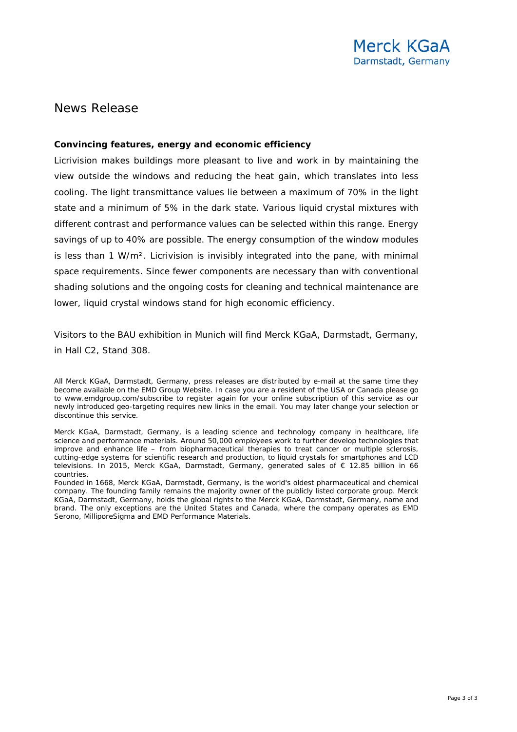# News Release

**Convincing features, energy and economic efficiency**

Licrivision makes buildings more pleasant to live and work in by maintaining the view outside the windows and reducing the heat gain, which translates into less cooling. The light transmittance values lie between a maximum of 70% in the light state and a minimum of 5% in the dark state. Various liquid crystal mixtures with different contrast and performance values can be selected within this range. Energy savings of up to 40% are possible. The energy consumption of the window modules is less than 1 W/m². Licrivision is invisibly integrated into the pane, with minimal space requirements. Since fewer components are necessary than with conventional shading solutions and the ongoing costs for cleaning and technical maintenance are lower, liquid crystal windows stand for high economic efficiency.

Visitors to the BAU exhibition in Munich will find Merck KGaA, Darmstadt, Germany, in Hall C2, Stand 308.

All Merck KGaA, Darmstadt, Germany, press releases are distributed by e-mail at the same time they become available on the EMD Group Website. In case you are a resident of the USA or Canada please go to www.emdgroup.com/subscribe to register again for your online subscription of this service as our newly introduced geo-targeting requires new links in the email. You may later change your selection or discontinue this service.

Merck KGaA, Darmstadt, Germany, is a leading science and technology company in healthcare, life science and performance materials. Around 50,000 employees work to further develop technologies that improve and enhance life – from biopharmaceutical therapies to treat cancer or multiple sclerosis, cutting-edge systems for scientific research and production, to liquid crystals for smartphones and LCD televisions. In 2015, Merck KGaA, Darmstadt, Germany, generated sales of € 12.85 billion in 66 countries.

Founded in 1668, Merck KGaA, Darmstadt, Germany, is the world's oldest pharmaceutical and chemical company. The founding family remains the majority owner of the publicly listed corporate group. Merck KGaA, Darmstadt, Germany, holds the global rights to the Merck KGaA, Darmstadt, Germany, name and brand. The only exceptions are the United States and Canada, where the company operates as EMD Serono, MilliporeSigma and EMD Performance Materials.